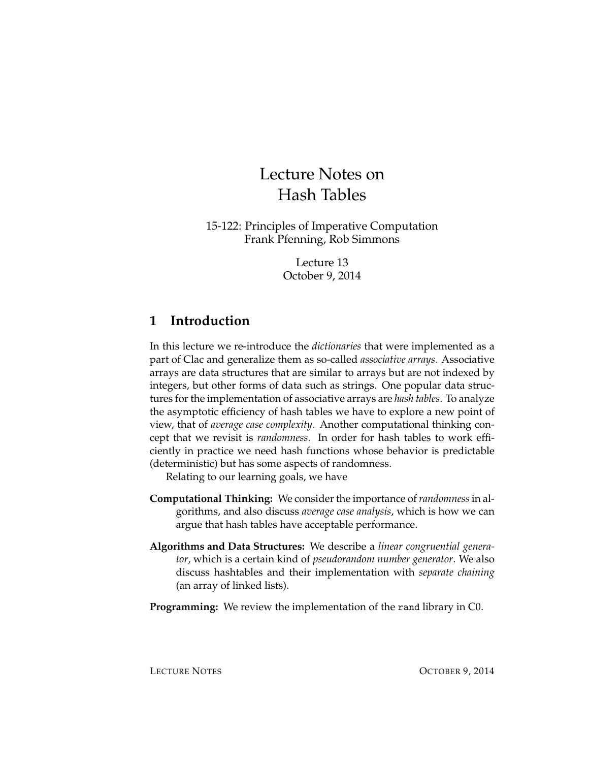# Lecture Notes on Hash Tables

15-122: Principles of Imperative Computation
Frank Pfenning, Rob Simmons

Lecture 13
October 9, 2014

## 1 Introduction

In this lecture we re-introduce the *dictionaries* that were implemented as a part of Clac and generalize them as so-called *associative arrays*. Associative arrays are data structures that are similar to arrays but are not indexed by integers, but other forms of data such as strings. One popular data structures for the implementation of associative arrays are *hash tables*. To analyze the asymptotic efficiency of hash tables we have to explore a new point of view, that of *average case complexity*. Another computational thinking concept that we revisit is *randomness*. In order for hash tables to work efficiently in practice we need hash functions whose behavior is predictable (deterministic) but has some aspects of randomness.

Relating to our learning goals, we have

**Computational Thinking:** We consider the importance of *randomness* in algorithms, and also discuss *average case analysis*, which is how we can argue that hash tables have acceptable performance.

**Algorithms and Data Structures:** We describe a *linear congruential generator*, which is a certain kind of *pseudorandom number generator*. We also discuss hashtables and their implementation with *separate chaining* (an array of linked lists).

**Programming:** We review the implementation of the `rand` library in C0.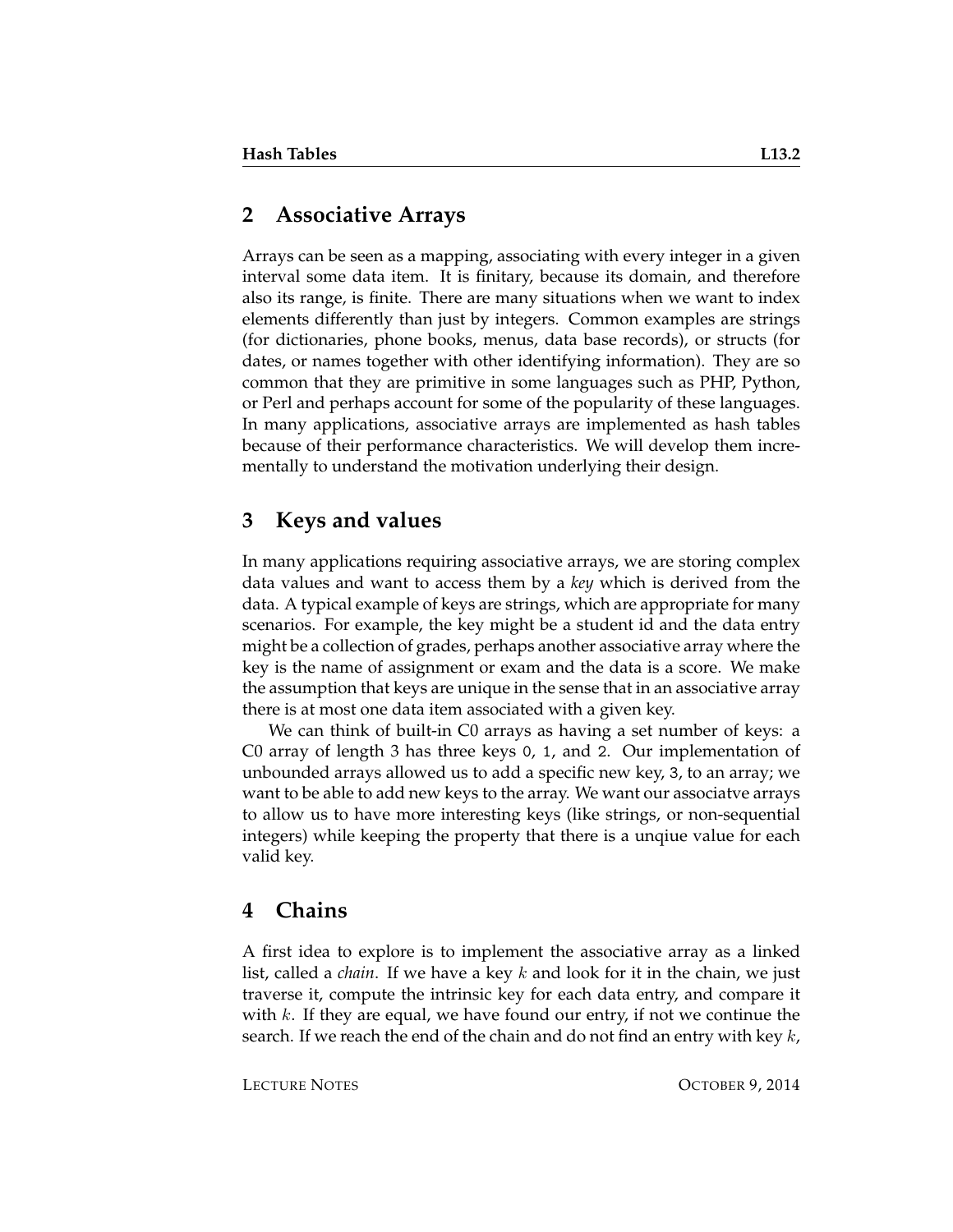## 2 Associative Arrays

Arrays can be seen as a mapping, associating with every integer in a given interval some data item. It is finitary, because its domain, and therefore also its range, is finite. There are many situations when we want to index elements differently than just by integers. Common examples are strings (for dictionaries, phone books, menus, data base records), or structs (for dates, or names together with other identifying information). They are so common that they are primitive in some languages such as PHP, Python, or Perl and perhaps account for some of the popularity of these languages. In many applications, associative arrays are implemented as hash tables because of their performance characteristics. We will develop them incrementally to understand the motivation underlying their design.

## 3 Keys and values

In many applications requiring associative arrays, we are storing complex data values and want to access them by a *key* which is derived from the data. A typical example of keys are strings, which are appropriate for many scenarios. For example, the key might be a student id and the data entry might be a collection of grades, perhaps another associative array where the key is the name of assignment or exam and the data is a score. We make the assumption that keys are unique in the sense that in an associative array there is at most one data item associated with a given key.

We can think of built-in C0 arrays as having a set number of keys: a C0 array of length 3 has three keys `0`, `1`, and `2`. Our implementation of unbounded arrays allowed us to add a specific new key, `3`, to an array; we want to be able to add new keys to the array. We want our associatve arrays to allow us to have more interesting keys (like strings, or non-sequential integers) while keeping the property that there is a unqiue value for each valid key.

## 4 Chains

A first idea to explore is to implement the associative array as a linked list, called a *chain*. If we have a key $k$ and look for it in the chain, we just traverse it, compute the intrinsic key for each data entry, and compare it with $k$. If they are equal, we have found our entry, if not we continue the search. If we reach the end of the chain and do not find an entry with key $k$,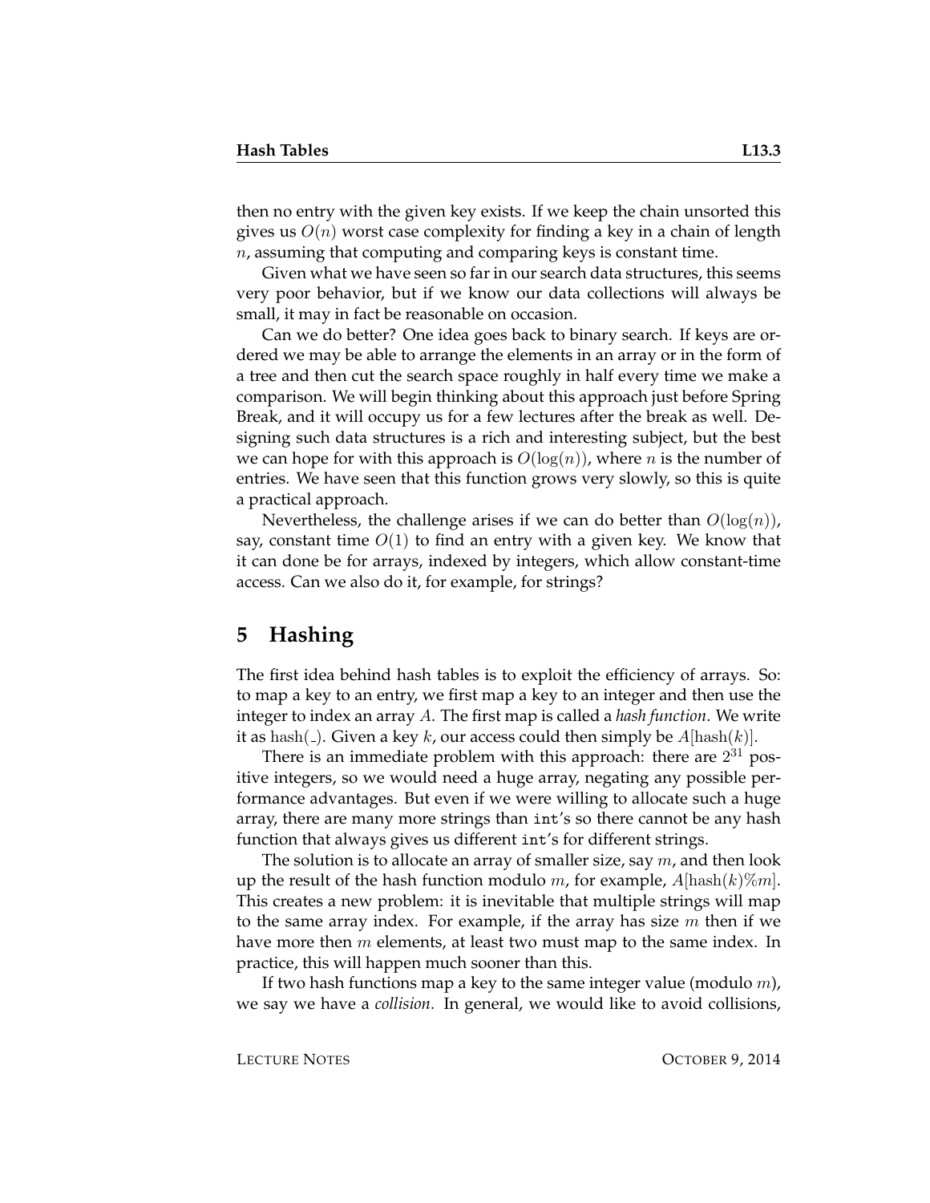then no entry with the given key exists. If we keep the chain unsorted this gives us $O(n)$ worst case complexity for finding a key in a chain of length $n$, assuming that computing and comparing keys is constant time.

Given what we have seen so far in our search data structures, this seems very poor behavior, but if we know our data collections will always be small, it may in fact be reasonable on occasion.

Can we do better? One idea goes back to binary search. If keys are ordered we may be able to arrange the elements in an array or in the form of a tree and then cut the search space roughly in half every time we make a comparison. We will begin thinking about this approach just before Spring Break, and it will occupy us for a few lectures after the break as well. Designing such data structures is a rich and interesting subject, but the best we can hope for with this approach is $O(\log(n))$, where $n$ is the number of entries. We have seen that this function grows very slowly, so this is quite a practical approach.

Nevertheless, the challenge arises if we can do better than $O(\log(n))$, say, constant time $O(1)$ to find an entry with a given key. We know that it can done be for arrays, indexed by integers, which allow constant-time access. Can we also do it, for example, for strings?

## 5 Hashing

The first idea behind hash tables is to exploit the efficiency of arrays. So: to map a key to an entry, we first map a key to an integer and then use the integer to index an array $A$. The first map is called a *hash function*. We write it as $\mathrm{hash}(\_)$. Given a key $k$, our access could then simply be $A[\mathrm{hash}(k)]$.

There is an immediate problem with this approach: there are $2^{31}$ positive integers, so we would need a huge array, negating any possible performance advantages. But even if we were willing to allocate such a huge array, there are many more strings than `int`'s so there cannot be any hash function that always gives us different `int`'s for different strings.

The solution is to allocate an array of smaller size, say $m$, and then look up the result of the hash function modulo $m$, for example, $A[\mathrm{hash}(k)\%m]$. This creates a new problem: it is inevitable that multiple strings will map to the same array index. For example, if the array has size $m$ then if we have more then $m$ elements, at least two must map to the same index. In practice, this will happen much sooner than this.

If two hash functions map a key to the same integer value (modulo $m$), we say we have a *collision*. In general, we would like to avoid collisions,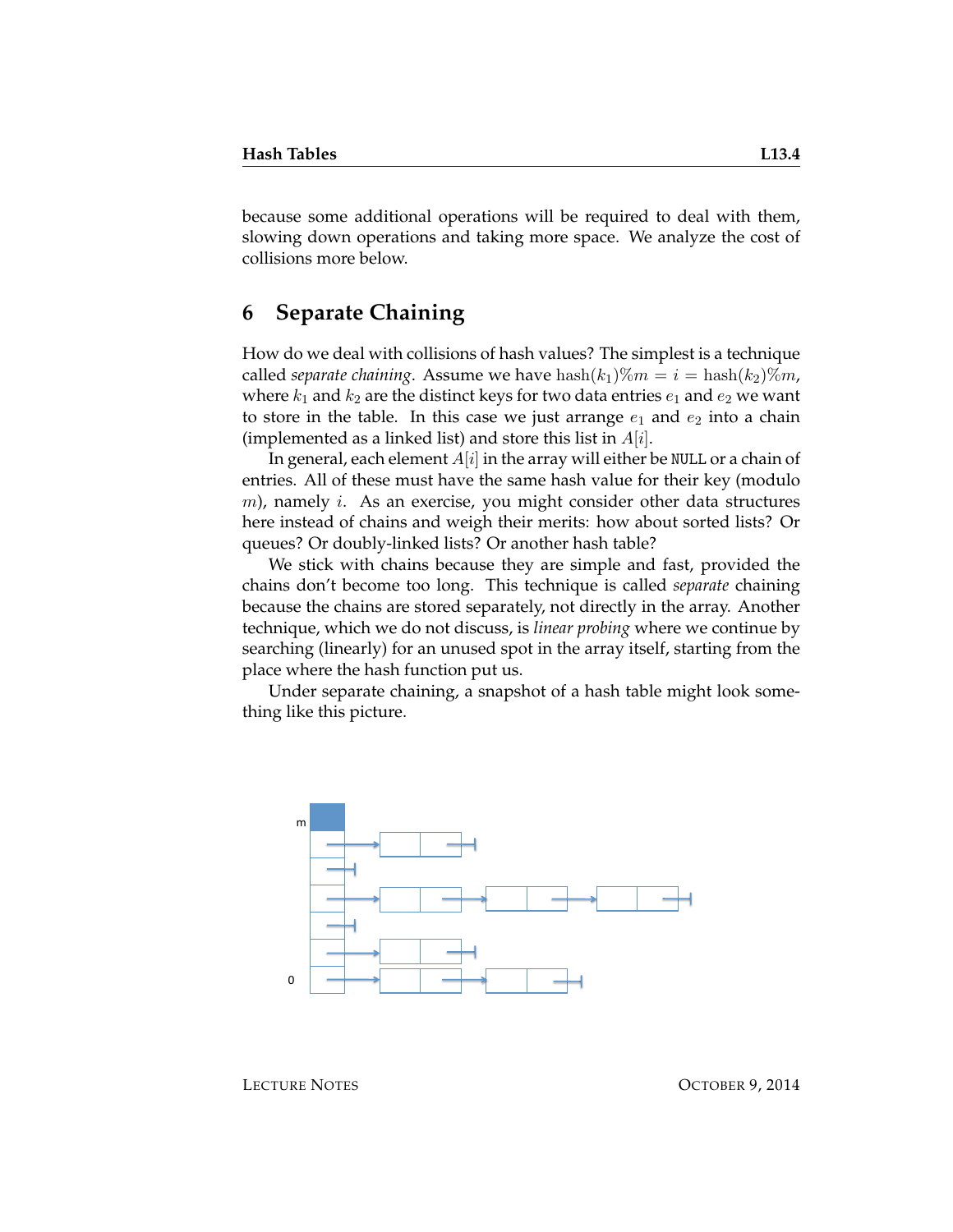because some additional operations will be required to deal with them, slowing down operations and taking more space. We analyze the cost of collisions more below.

## 6 Separate Chaining

How do we deal with collisions of hash values? The simplest is a technique called *separate chaining*. Assume we have $\text{hash}(k_1)\%m = i = \text{hash}(k_2)\%m$, where $k_1$ and $k_2$ are the distinct keys for two data entries $e_1$ and $e_2$ we want to store in the table. In this case we just arrange $e_1$ and $e_2$ into a chain (implemented as a linked list) and store this list in $A[i]$.

In general, each element $A[i]$ in the array will either be `NULL` or a chain of entries. All of these must have the same hash value for their key (modulo $m$), namely $i$. As an exercise, you might consider other data structures here instead of chains and weigh their merits: how about sorted lists? Or queues? Or doubly-linked lists? Or another hash table?

We stick with chains because they are simple and fast, provided the chains don't become too long. This technique is called *separate* chaining because the chains are stored separately, not directly in the array. Another technique, which we do not discuss, is *linear probing* where we continue by searching (linearly) for an unused spot in the array itself, starting from the place where the hash function put us.

Under separate chaining, a snapshot of a hash table might look something like this picture.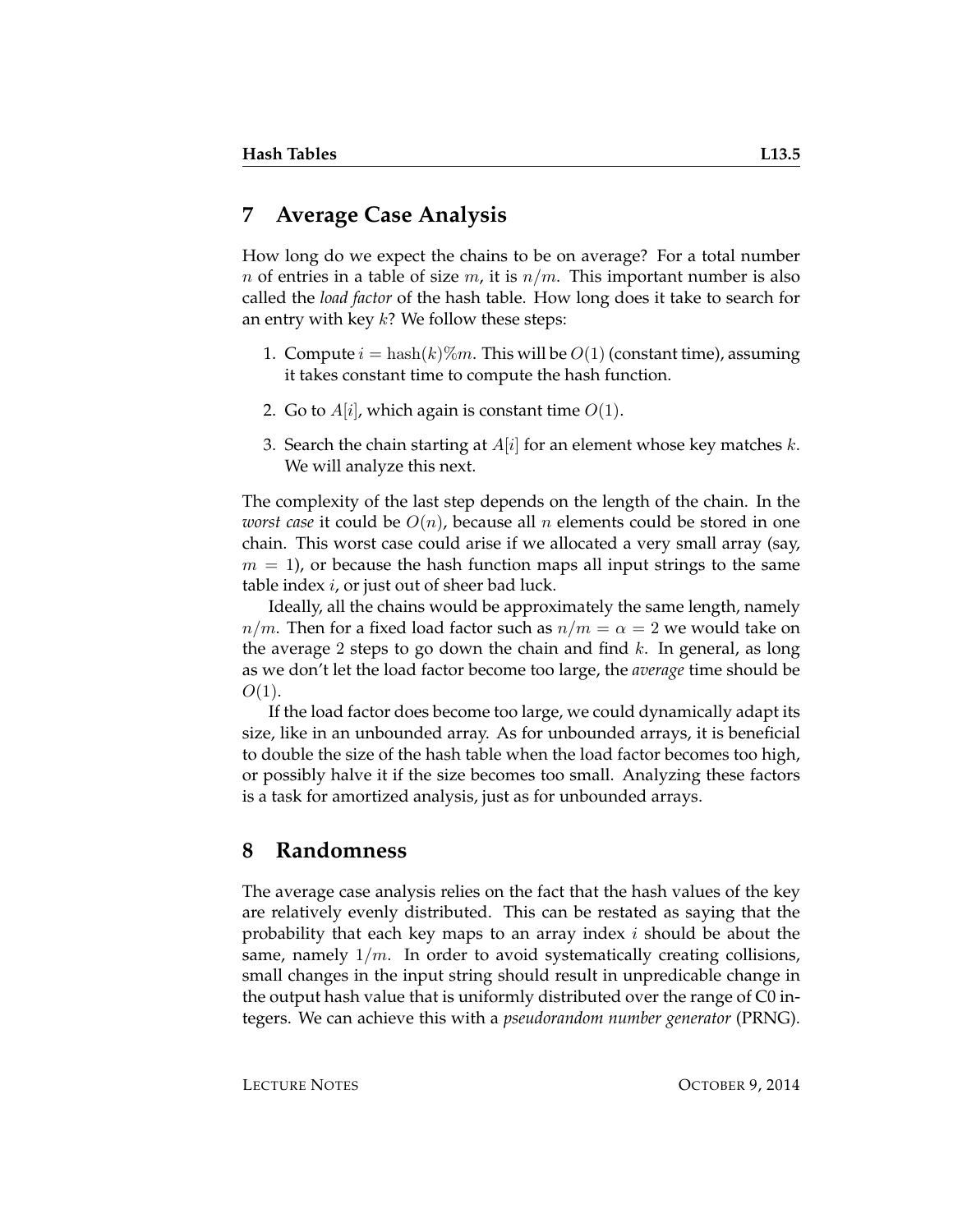## 7 Average Case Analysis

How long do we expect the chains to be on average? For a total number $n$ of entries in a table of size $m$, it is $n/m$. This important number is also called the *load factor* of the hash table. How long does it take to search for an entry with key $k$? We follow these steps:

1. Compute $i = \text{hash}(k)\%m$. This will be $O(1)$ (constant time), assuming it takes constant time to compute the hash function.
2. Go to $A[i]$, which again is constant time $O(1)$.
3. Search the chain starting at $A[i]$ for an element whose key matches $k$. We will analyze this next.

The complexity of the last step depends on the length of the chain. In the *worst case* it could be $O(n)$, because all $n$ elements could be stored in one chain. This worst case could arise if we allocated a very small array (say, $m = 1$), or because the hash function maps all input strings to the same table index $i$, or just out of sheer bad luck.

Ideally, all the chains would be approximately the same length, namely $n/m$. Then for a fixed load factor such as $n/m = \alpha = 2$ we would take on the average 2 steps to go down the chain and find $k$. In general, as long as we don't let the load factor become too large, the *average* time should be $O(1)$.

If the load factor does become too large, we could dynamically adapt its size, like in an unbounded array. As for unbounded arrays, it is beneficial to double the size of the hash table when the load factor becomes too high, or possibly halve it if the size becomes too small. Analyzing these factors is a task for amortized analysis, just as for unbounded arrays.

## 8 Randomness

The average case analysis relies on the fact that the hash values of the key are relatively evenly distributed. This can be restated as saying that the probability that each key maps to an array index $i$ should be about the same, namely $1/m$. In order to avoid systematically creating collisions, small changes in the input string should result in unpredicable change in the output hash value that is uniformly distributed over the range of C0 integers. We can achieve this with a *pseudorandom number generator* (PRNG).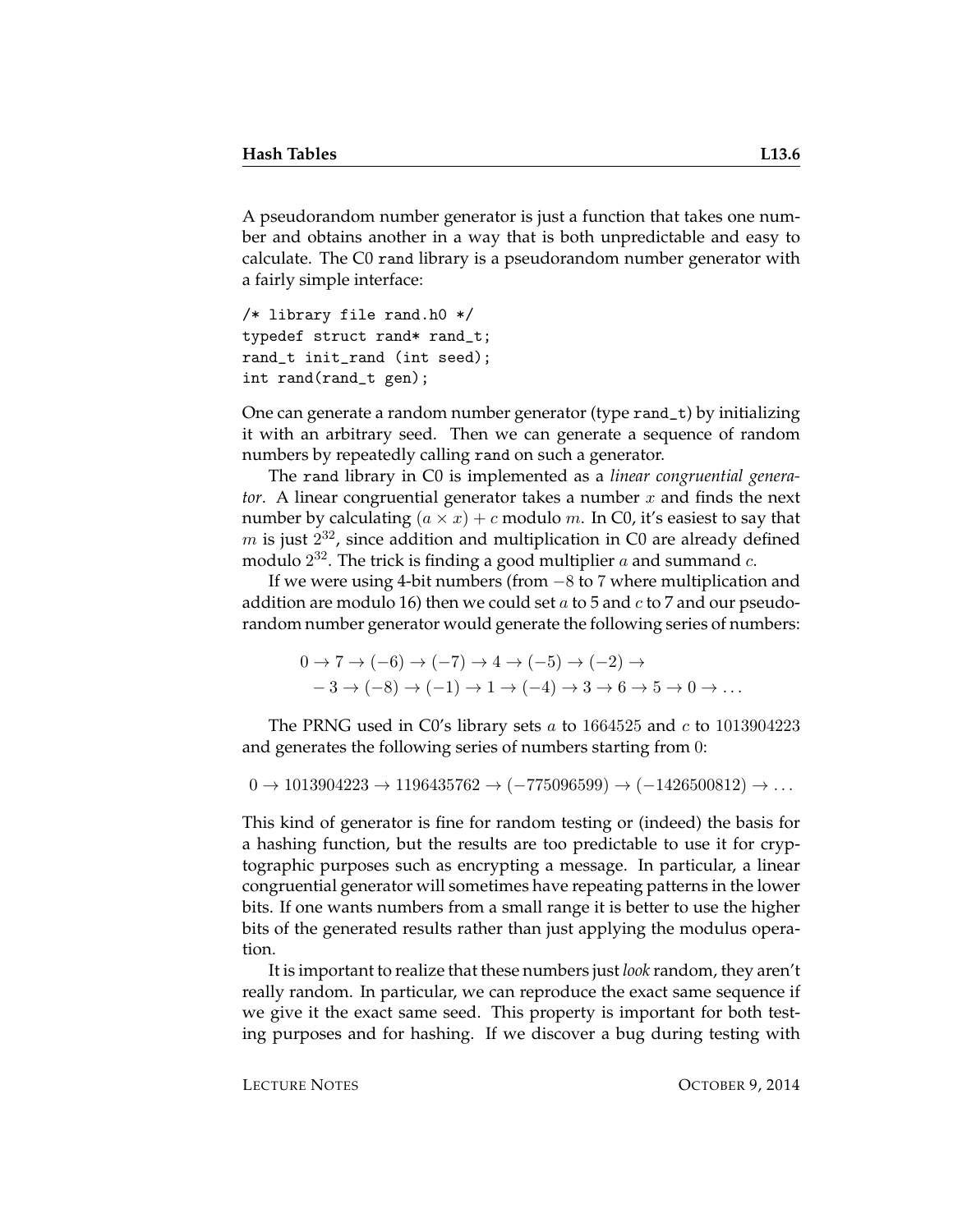A pseudorandom number generator is just a function that takes one number and obtains another in a way that is both unpredictable and easy to calculate. The C0 `rand` library is a pseudorandom number generator with a fairly simple interface:

```
/* library file rand.h0 */
typedef struct rand* rand_t;
rand_t init_rand (int seed);
int rand(rand_t gen);
```

One can generate a random number generator (type `rand_t`) by initializing it with an arbitrary seed. Then we can generate a sequence of random numbers by repeatedly calling `rand` on such a generator.

The `rand` library in C0 is implemented as a *linear congruential generator*. A linear congruential generator takes a number $x$ and finds the next number by calculating $(a \times x) + c$ modulo $m$. In C0, it's easiest to say that $m$ is just $2^{32}$, since addition and multiplication in C0 are already defined modulo $2^{32}$. The trick is finding a good multiplier $a$ and summand $c$.

If we were using 4-bit numbers (from $-8$ to $7$ where multiplication and addition are modulo 16) then we could set $a$ to 5 and $c$ to 7 and our pseudorandom number generator would generate the following series of numbers:

$$0 \to 7 \to (-6) \to (-7) \to 4 \to (-5) \to (-2) \to \\ -3 \to (-8) \to (-1) \to 1 \to (-4) \to 3 \to 6 \to 5 \to 0 \to \ldots$$

The PRNG used in C0's library sets $a$ to $1664525$ and $c$ to $1013904223$ and generates the following series of numbers starting from $0$:

$$0 \to 1013904223 \to 1196435762 \to (-775096599) \to (-1426500812) \to \ldots$$

This kind of generator is fine for random testing or (indeed) the basis for a hashing function, but the results are too predictable to use it for cryptographic purposes such as encrypting a message. In particular, a linear congruential generator will sometimes have repeating patterns in the lower bits. If one wants numbers from a small range it is better to use the higher bits of the generated results rather than just applying the modulus operation.

It is important to realize that these numbers just *look* random, they aren't really random. In particular, we can reproduce the exact same sequence if we give it the exact same seed. This property is important for both testing purposes and for hashing. If we discover a bug during testing with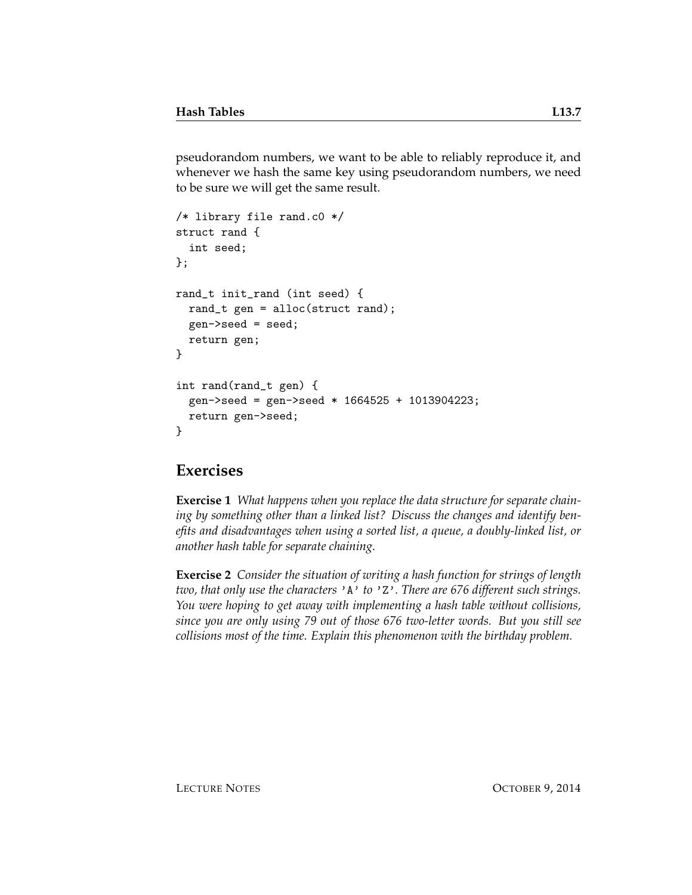pseudorandom numbers, we want to be able to reliably reproduce it, and whenever we hash the same key using pseudorandom numbers, we need to be sure we will get the same result.

```
/* library file rand.c0 */
struct rand {
  int seed;
};

rand_t init_rand (int seed) {
  rand_t gen = alloc(struct rand);
  gen->seed = seed;
  return gen;
}

int rand(rand_t gen) {
  gen->seed = gen->seed * 1664525 + 1013904223;
  return gen->seed;
}
```

## Exercises

**Exercise 1** *What happens when you replace the data structure for separate chaining by something other than a linked list? Discuss the changes and identify benefits and disadvantages when using a sorted list, a queue, a doubly-linked list, or another hash table for separate chaining.*

**Exercise 2** *Consider the situation of writing a hash function for strings of length two, that only use the characters* `'A'` *to* `'Z'`*. There are 676 different such strings. You were hoping to get away with implementing a hash table without collisions, since you are only using 79 out of those 676 two-letter words. But you still see collisions most of the time. Explain this phenomenon with the birthday problem.*